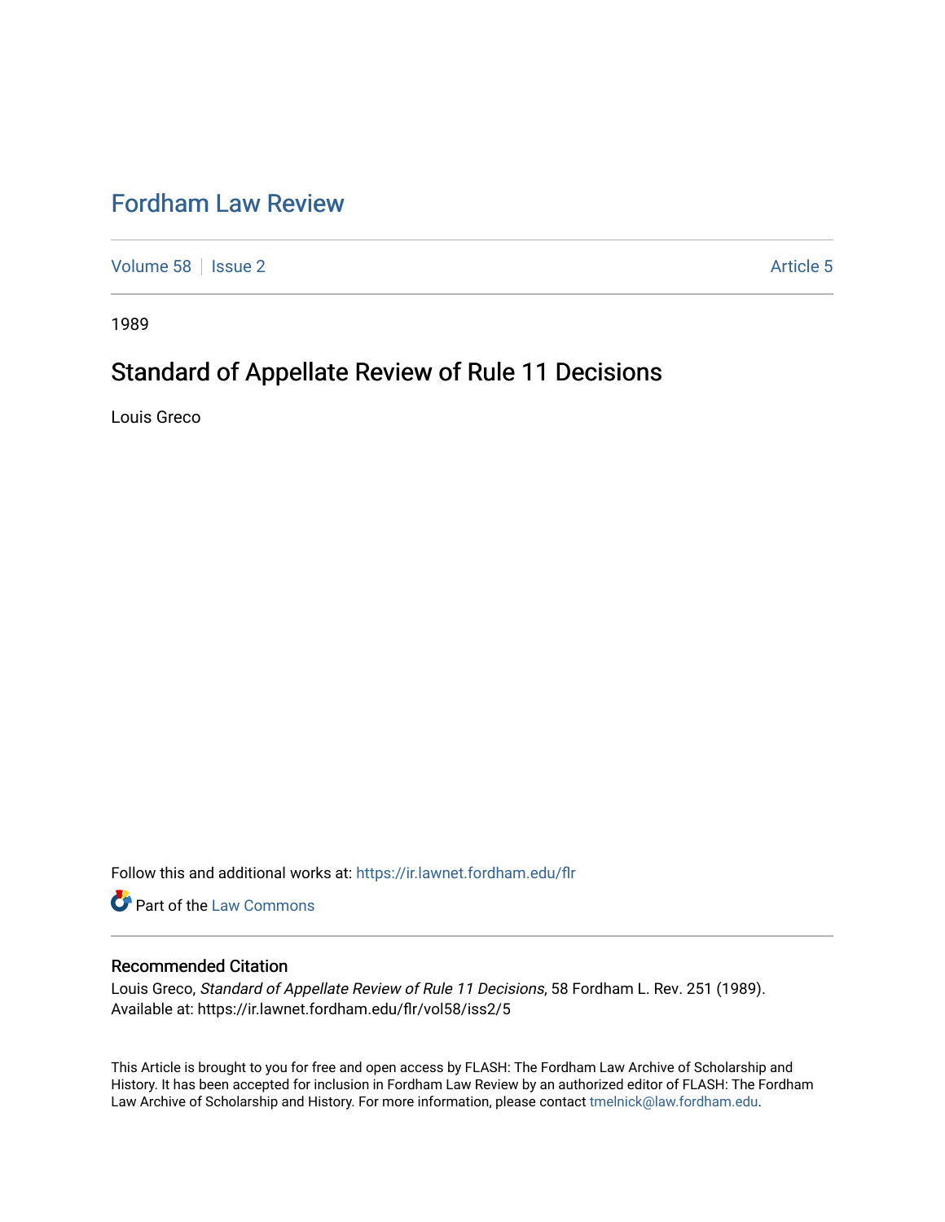# Fordham Law Review

Volume 58 | Issue 2 | Article 5

1989

## Standard of Appellate Review of Rule 11 Decisions

Louis Greco

Follow this and additional works at: https://ir.lawnet.fordham.edu/flr

Part of the Law Commons

### Recommended Citation

Louis Greco, *Standard of Appellate Review of Rule 11 Decisions*, 58 Fordham L. Rev. 251 (1989).
Available at: https://ir.lawnet.fordham.edu/flr/vol58/iss2/5

This Article is brought to you for free and open access by FLASH: The Fordham Law Archive of Scholarship and History. It has been accepted for inclusion in Fordham Law Review by an authorized editor of FLASH: The Fordham Law Archive of Scholarship and History. For more information, please contact tmelnick@law.fordham.edu.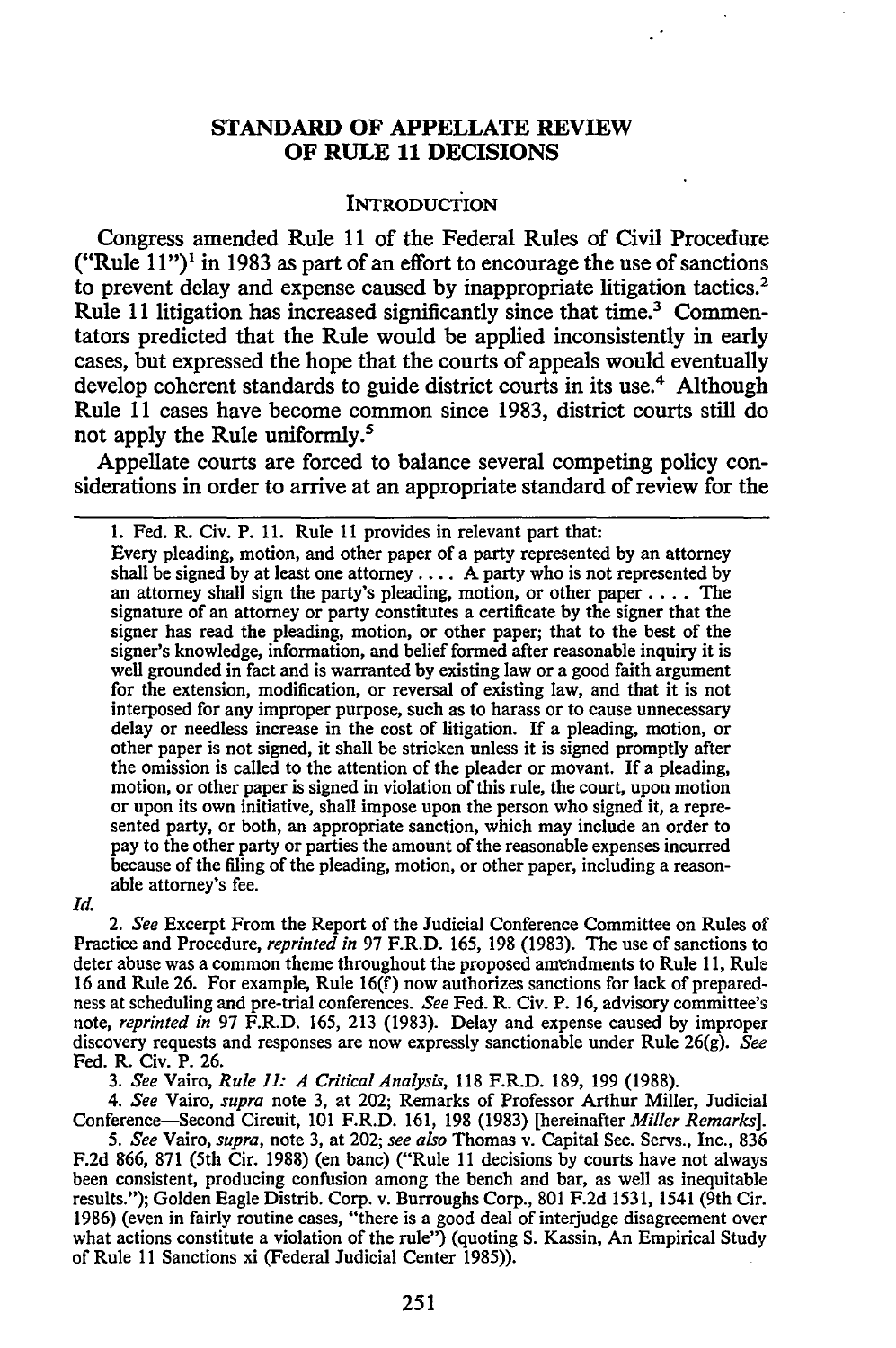## STANDARD OF APPELLATE REVIEW OF RULE 11 DECISIONS

### INTRODUCTION

Congress amended Rule 11 of the Federal Rules of Civil Procedure ("Rule 11")[1] in 1983 as part of an effort to encourage the use of sanctions to prevent delay and expense caused by inappropriate litigation tactics.[2] Rule 11 litigation has increased significantly since that time.[3] Commentators predicted that the Rule would be applied inconsistently in early cases, but expressed the hope that the courts of appeals would eventually develop coherent standards to guide district courts in its use.[4] Although Rule 11 cases have become common since 1983, district courts still do not apply the Rule uniformly.[5]

Appellate courts are forced to balance several competing policy considerations in order to arrive at an appropriate standard of review for the

---

1. Fed. R. Civ. P. 11. Rule 11 provides in relevant part that:

> Every pleading, motion, and other paper of a party represented by an attorney shall be signed by at least one attorney .... A party who is not represented by an attorney shall sign the party's pleading, motion, or other paper .... The signature of an attorney or party constitutes a certificate by the signer that the signer has read the pleading, motion, or other paper; that to the best of the signer's knowledge, information, and belief formed after reasonable inquiry it is well grounded in fact and is warranted by existing law or a good faith argument for the extension, modification, or reversal of existing law, and that it is not interposed for any improper purpose, such as to harass or to cause unnecessary delay or needless increase in the cost of litigation. If a pleading, motion, or other paper is not signed, it shall be stricken unless it is signed promptly after the omission is called to the attention of the pleader or movant. If a pleading, motion, or other paper is signed in violation of this rule, the court, upon motion or upon its own initiative, shall impose upon the person who signed it, a represented party, or both, an appropriate sanction, which may include an order to pay to the other party or parties the amount of the reasonable expenses incurred because of the filing of the pleading, motion, or other paper, including a reasonable attorney's fee.

*Id.*

2. *See* Excerpt From the Report of the Judicial Conference Committee on Rules of Practice and Procedure, *reprinted in* 97 F.R.D. 165, 198 (1983). The use of sanctions to deter abuse was a common theme throughout the proposed amendments to Rule 11, Rule 16 and Rule 26. For example, Rule 16(f) now authorizes sanctions for lack of preparedness at scheduling and pre-trial conferences. *See* Fed. R. Civ. P. 16, advisory committee's note, *reprinted in* 97 F.R.D. 165, 213 (1983). Delay and expense caused by improper discovery requests and responses are now expressly sanctionable under Rule 26(g). *See* Fed. R. Civ. P. 26.

3. *See* Vairo, *Rule 11: A Critical Analysis*, 118 F.R.D. 189, 199 (1988).

4. *See* Vairo, *supra* note 3, at 202; Remarks of Professor Arthur Miller, Judicial Conference—Second Circuit, 101 F.R.D. 161, 198 (1983) [hereinafter *Miller Remarks*].

5. *See* Vairo, *supra*, note 3, at 202; *see also* Thomas v. Capital Sec. Servs., Inc., 836 F.2d 866, 871 (5th Cir. 1988) (en banc) ("Rule 11 decisions by courts have not always been consistent, producing confusion among the bench and bar, as well as inequitable results."); Golden Eagle Distrib. Corp. v. Burroughs Corp., 801 F.2d 1531, 1541 (9th Cir. 1986) (even in fairly routine cases, "there is a good deal of interjudge disagreement over what actions constitute a violation of the rule") (quoting S. Kassin, An Empirical Study of Rule 11 Sanctions xi (Federal Judicial Center 1985)).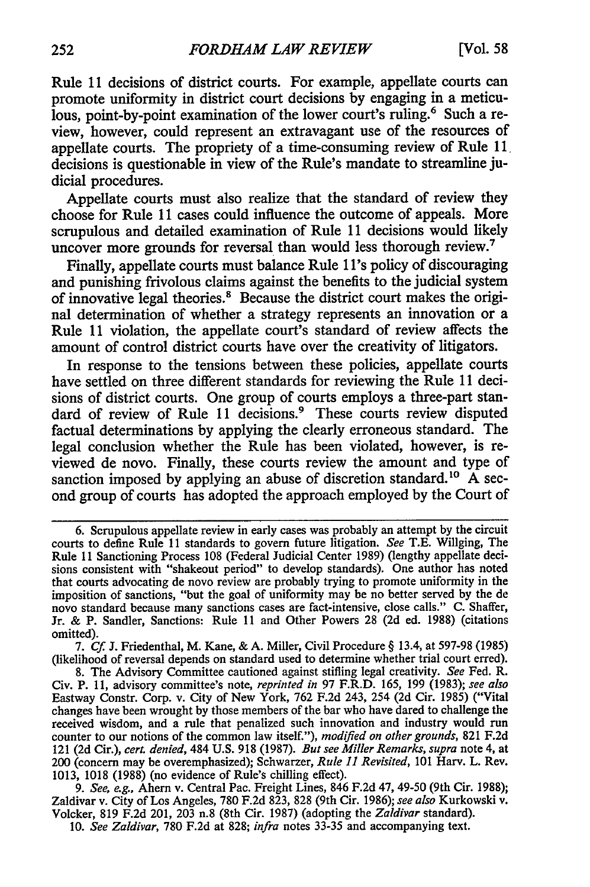Rule 11 decisions of district courts. For example, appellate courts can promote uniformity in district court decisions by engaging in a meticulous, point-by-point examination of the lower court's ruling.[6] Such a review, however, could represent an extravagant use of the resources of appellate courts. The propriety of a time-consuming review of Rule 11 decisions is questionable in view of the Rule's mandate to streamline judicial procedures.

Appellate courts must also realize that the standard of review they choose for Rule 11 cases could influence the outcome of appeals. More scrupulous and detailed examination of Rule 11 decisions would likely uncover more grounds for reversal than would less thorough review.[7]

Finally, appellate courts must balance Rule 11's policy of discouraging and punishing frivolous claims against the benefits to the judicial system of innovative legal theories.[8] Because the district court makes the original determination of whether a strategy represents an innovation or a Rule 11 violation, the appellate court's standard of review affects the amount of control district courts have over the creativity of litigators.

In response to the tensions between these policies, appellate courts have settled on three different standards for reviewing the Rule 11 decisions of district courts. One group of courts employs a three-part standard of review of Rule 11 decisions.[9] These courts review disputed factual determinations by applying the clearly erroneous standard. The legal conclusion whether the Rule has been violated, however, is reviewed de novo. Finally, these courts review the amount and type of sanction imposed by applying an abuse of discretion standard.[10] A second group of courts has adopted the approach employed by the Court of

---

6. Scrupulous appellate review in early cases was probably an attempt by the circuit courts to define Rule 11 standards to govern future litigation. *See* T.E. Willging, The Rule 11 Sanctioning Process 108 (Federal Judicial Center 1989) (lengthy appellate decisions consistent with "shakeout period" to develop standards). One author has noted that courts advocating de novo review are probably trying to promote uniformity in the imposition of sanctions, "but the goal of uniformity may be no better served by the de novo standard because many sanctions cases are fact-intensive, close calls." C. Shaffer, Jr. & P. Sandler, Sanctions: Rule 11 and Other Powers 28 (2d ed. 1988) (citations omitted).

7. *Cf.* J. Friedenthal, M. Kane, & A. Miller, Civil Procedure § 13.4, at 597-98 (1985) (likelihood of reversal depends on standard used to determine whether trial court erred).

8. The Advisory Committee cautioned against stifling legal creativity. *See* Fed. R. Civ. P. 11, advisory committee's note, *reprinted in* 97 F.R.D. 165, 199 (1983); *see also* Eastway Constr. Corp. v. City of New York, 762 F.2d 243, 254 (2d Cir. 1985) ("Vital changes have been wrought by those members of the bar who have dared to challenge the received wisdom, and a rule that penalized such innovation and industry would run counter to our notions of the common law itself."), *modified on other grounds*, 821 F.2d 121 (2d Cir.), *cert. denied*, 484 U.S. 918 (1987). *But see Miller Remarks*, *supra* note 4, at 200 (concern may be overemphasized); Schwarzer, *Rule 11 Revisited*, 101 Harv. L. Rev. 1013, 1018 (1988) (no evidence of Rule's chilling effect).

9. *See, e.g.*, Ahern v. Central Pac. Freight Lines, 846 F.2d 47, 49-50 (9th Cir. 1988); Zaldivar v. City of Los Angeles, 780 F.2d 823, 828 (9th Cir. 1986); *see also* Kurkowski v. Volcker, 819 F.2d 201, 203 n.8 (8th Cir. 1987) (adopting the *Zaldivar* standard).

10. *See Zaldivar*, 780 F.2d at 828; *infra* notes 33-35 and accompanying text.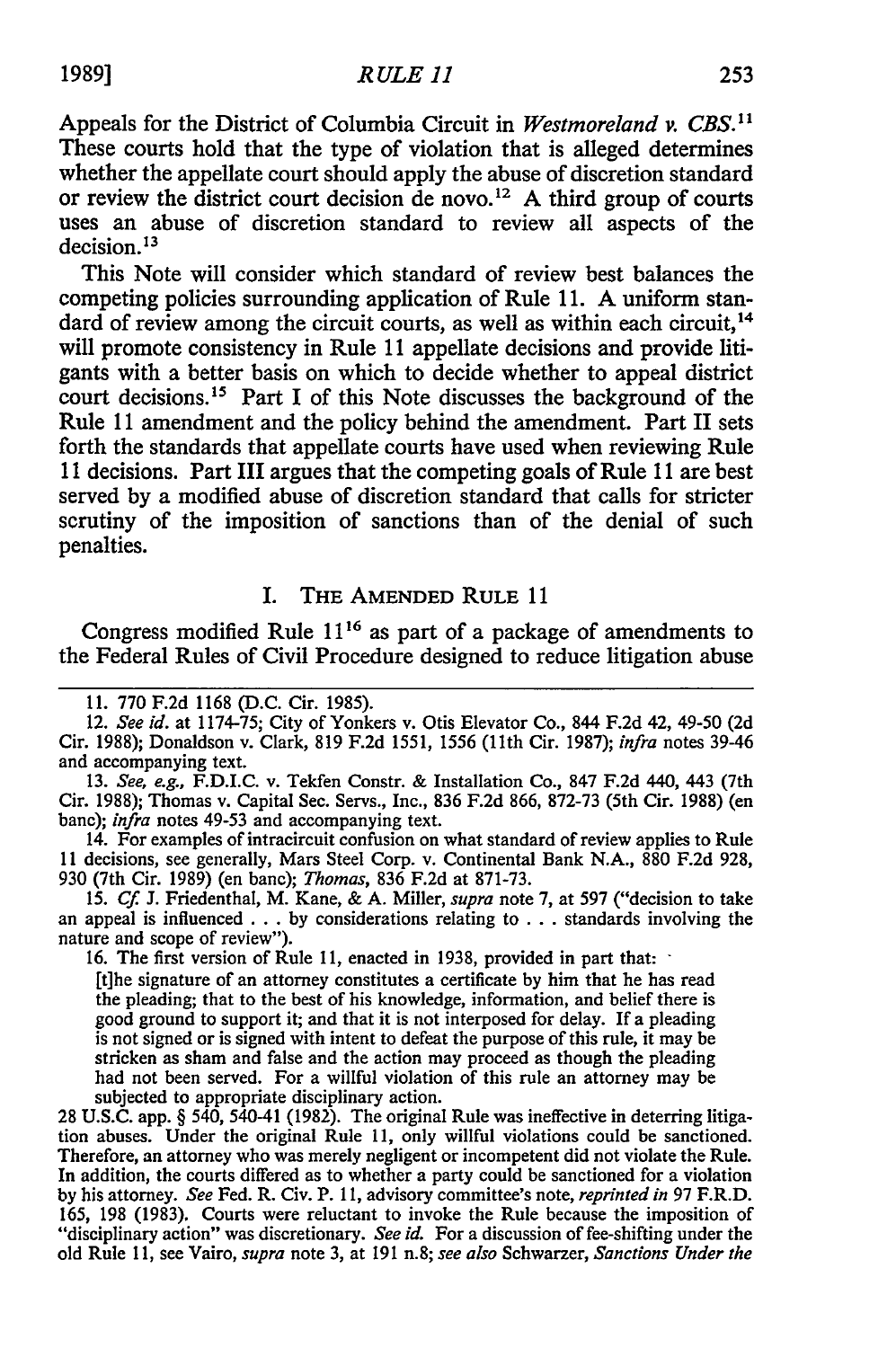Appeals for the District of Columbia Circuit in *Westmoreland v. CBS.*[11] These courts hold that the type of violation that is alleged determines whether the appellate court should apply the abuse of discretion standard or review the district court decision de novo.[12] A third group of courts uses an abuse of discretion standard to review all aspects of the decision.[13]

This Note will consider which standard of review best balances the competing policies surrounding application of Rule 11. A uniform standard of review among the circuit courts, as well as within each circuit,[14] will promote consistency in Rule 11 appellate decisions and provide litigants with a better basis on which to decide whether to appeal district court decisions.[15] Part I of this Note discusses the background of the Rule 11 amendment and the policy behind the amendment. Part II sets forth the standards that appellate courts have used when reviewing Rule 11 decisions. Part III argues that the competing goals of Rule 11 are best served by a modified abuse of discretion standard that calls for stricter scrutiny of the imposition of sanctions than of the denial of such penalties.

## I. THE AMENDED RULE 11

Congress modified Rule 11[16] as part of a package of amendments to the Federal Rules of Civil Procedure designed to reduce litigation abuse

---

11. 770 F.2d 1168 (D.C. Cir. 1985).

12. *See id.* at 1174-75; City of Yonkers v. Otis Elevator Co., 844 F.2d 42, 49-50 (2d Cir. 1988); Donaldson v. Clark, 819 F.2d 1551, 1556 (11th Cir. 1987); *infra* notes 39-46 and accompanying text.

13. *See, e.g.,* F.D.I.C. v. Tekfen Constr. & Installation Co., 847 F.2d 440, 443 (7th Cir. 1988); Thomas v. Capital Sec. Servs., Inc., 836 F.2d 866, 872-73 (5th Cir. 1988) (en banc); *infra* notes 49-53 and accompanying text.

14. For examples of intracircuit confusion on what standard of review applies to Rule 11 decisions, see generally, Mars Steel Corp. v. Continental Bank N.A., 880 F.2d 928, 930 (7th Cir. 1989) (en banc); *Thomas*, 836 F.2d at 871-73.

15. *Cf.* J. Friedenthal, M. Kane, & A. Miller, *supra* note 7, at 597 ("decision to take an appeal is influenced . . . by considerations relating to . . . standards involving the nature and scope of review").

16. The first version of Rule 11, enacted in 1938, provided in part that:

> [t]he signature of an attorney constitutes a certificate by him that he has read the pleading; that to the best of his knowledge, information, and belief there is good ground to support it; and that it is not interposed for delay. If a pleading is not signed or is signed with intent to defeat the purpose of this rule, it may be stricken as sham and false and the action may proceed as though the pleading had not been served. For a willful violation of this rule an attorney may be subjected to appropriate disciplinary action.

28 U.S.C. app. § 540, 540-41 (1982). The original Rule was ineffective in deterring litigation abuses. Under the original Rule 11, only willful violations could be sanctioned. Therefore, an attorney who was merely negligent or incompetent did not violate the Rule. In addition, the courts differed as to whether a party could be sanctioned for a violation by his attorney. *See* Fed. R. Civ. P. 11, advisory committee's note, *reprinted in* 97 F.R.D. 165, 198 (1983). Courts were reluctant to invoke the Rule because the imposition of "disciplinary action" was discretionary. *See id.* For a discussion of fee-shifting under the old Rule 11, see Vairo, *supra* note 3, at 191 n.8; *see also* Schwarzer, *Sanctions Under the*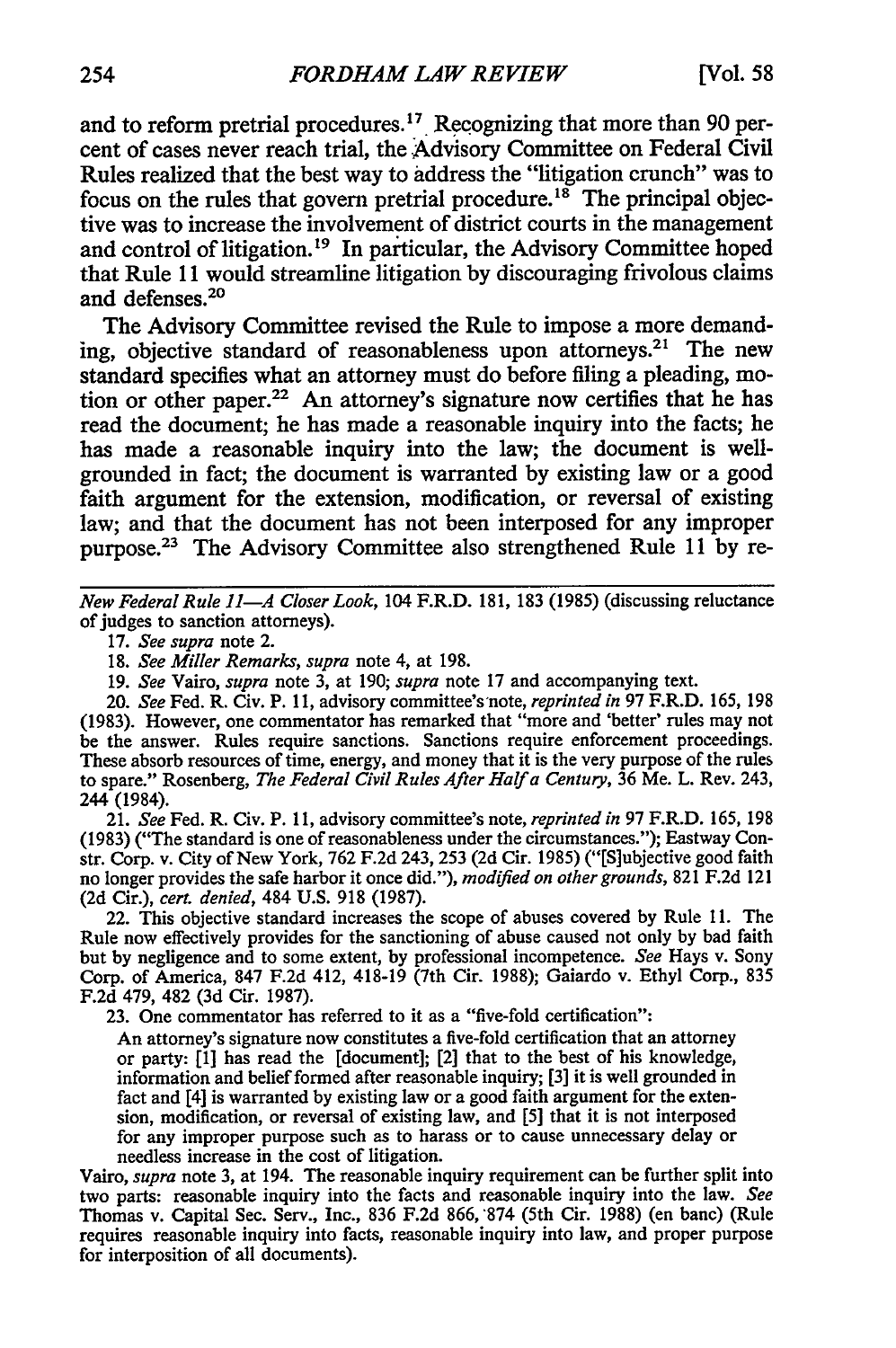and to reform pretrial procedures.[17] Recognizing that more than 90 percent of cases never reach trial, the Advisory Committee on Federal Civil Rules realized that the best way to address the "litigation crunch" was to focus on the rules that govern pretrial procedure.[18] The principal objective was to increase the involvement of district courts in the management and control of litigation.[19] In particular, the Advisory Committee hoped that Rule 11 would streamline litigation by discouraging frivolous claims and defenses.[20]

The Advisory Committee revised the Rule to impose a more demanding, objective standard of reasonableness upon attorneys.[21] The new standard specifies what an attorney must do before filing a pleading, motion or other paper.[22] An attorney's signature now certifies that he has read the document; he has made a reasonable inquiry into the facts; he has made a reasonable inquiry into the law; the document is well-grounded in fact; the document is warranted by existing law or a good faith argument for the extension, modification, or reversal of existing law; and that the document has not been interposed for any improper purpose.[23] The Advisory Committee also strengthened Rule 11 by re-

---

*New Federal Rule 11—A Closer Look*, 104 F.R.D. 181, 183 (1985) (discussing reluctance of judges to sanction attorneys).

17. *See supra* note 2.

18. *See Miller Remarks*, *supra* note 4, at 198.

19. *See* Vairo, *supra* note 3, at 190; *supra* note 17 and accompanying text.

20. *See* Fed. R. Civ. P. 11, advisory committee's note, *reprinted in* 97 F.R.D. 165, 198 (1983). However, one commentator has remarked that "more and 'better' rules may not be the answer. Rules require sanctions. Sanctions require enforcement proceedings. These absorb resources of time, energy, and money that it is the very purpose of the rules to spare." Rosenberg, *The Federal Civil Rules After Half a Century*, 36 Me. L. Rev. 243, 244 (1984).

21. *See* Fed. R. Civ. P. 11, advisory committee's note, *reprinted in* 97 F.R.D. 165, 198 (1983) ("The standard is one of reasonableness under the circumstances."); Eastway Constr. Corp. v. City of New York, 762 F.2d 243, 253 (2d Cir. 1985) ("[S]ubjective good faith no longer provides the safe harbor it once did."), *modified on other grounds*, 821 F.2d 121 (2d Cir.), *cert. denied*, 484 U.S. 918 (1987).

22. This objective standard increases the scope of abuses covered by Rule 11. The Rule now effectively provides for the sanctioning of abuse caused not only by bad faith but by negligence and to some extent, by professional incompetence. *See* Hays v. Sony Corp. of America, 847 F.2d 412, 418-19 (7th Cir. 1988); Gaiardo v. Ethyl Corp., 835 F.2d 479, 482 (3d Cir. 1987).

23. One commentator has referred to it as a "five-fold certification":

> An attorney's signature now constitutes a five-fold certification that an attorney or party: [1] has read the [document]; [2] that to the best of his knowledge, information and belief formed after reasonable inquiry; [3] it is well grounded in fact and [4] is warranted by existing law or a good faith argument for the extension, modification, or reversal of existing law, and [5] that it is not interposed for any improper purpose such as to harass or to cause unnecessary delay or needless increase in the cost of litigation.

Vairo, *supra* note 3, at 194. The reasonable inquiry requirement can be further split into two parts: reasonable inquiry into the facts and reasonable inquiry into the law. *See* Thomas v. Capital Sec. Serv., Inc., 836 F.2d 866, 874 (5th Cir. 1988) (en banc) (Rule requires reasonable inquiry into facts, reasonable inquiry into law, and proper purpose for interposition of all documents).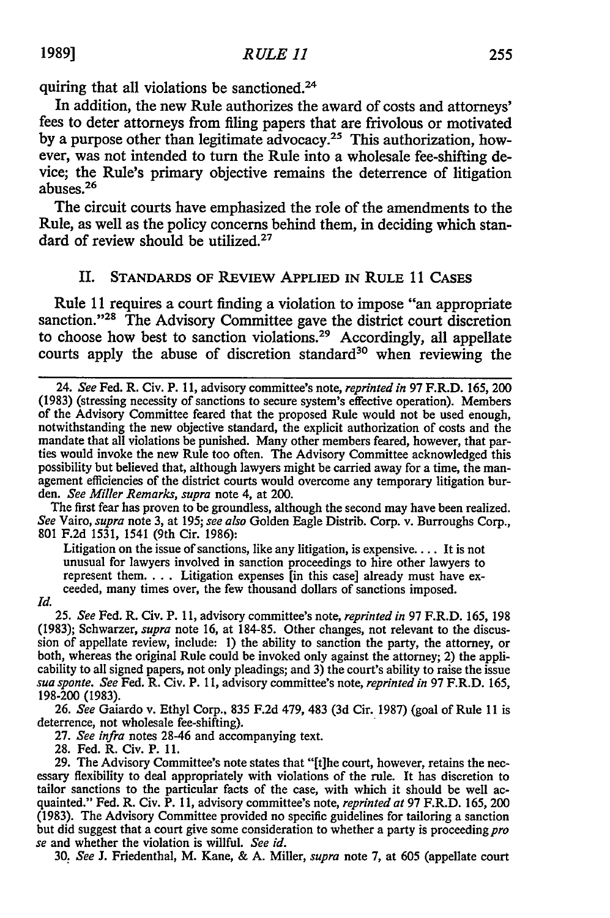quiring that all violations be sanctioned.[24]

In addition, the new Rule authorizes the award of costs and attorneys' fees to deter attorneys from filing papers that are frivolous or motivated by a purpose other than legitimate advocacy.[25] This authorization, however, was not intended to turn the Rule into a wholesale fee-shifting device; the Rule's primary objective remains the deterrence of litigation abuses.[26]

The circuit courts have emphasized the role of the amendments to the Rule, as well as the policy concerns behind them, in deciding which standard of review should be utilized.[27]

## II. STANDARDS OF REVIEW APPLIED IN RULE 11 CASES

Rule 11 requires a court finding a violation to impose "an appropriate sanction."[28] The Advisory Committee gave the district court discretion to choose how best to sanction violations.[29] Accordingly, all appellate courts apply the abuse of discretion standard[30] when reviewing the

---

24. *See* Fed. R. Civ. P. 11, advisory committee's note, *reprinted in* 97 F.R.D. 165, 200 (1983) (stressing necessity of sanctions to secure system's effective operation). Members of the Advisory Committee feared that the proposed Rule would not be used enough, notwithstanding the new objective standard, the explicit authorization of costs and the mandate that all violations be punished. Many other members feared, however, that parties would invoke the new Rule too often. The Advisory Committee acknowledged this possibility but believed that, although lawyers might be carried away for a time, the management efficiencies of the district courts would overcome any temporary litigation burden. *See Miller Remarks*, *supra* note 4, at 200.

The first fear has proven to be groundless, although the second may have been realized. *See* Vairo, *supra* note 3, at 195; *see also* Golden Eagle Distrib. Corp. v. Burroughs Corp., 801 F.2d 1531, 1541 (9th Cir. 1986):

> Litigation on the issue of sanctions, like any litigation, is expensive.... It is not unusual for lawyers involved in sanction proceedings to hire other lawyers to represent them. ... Litigation expenses [in this case] already must have exceeded, many times over, the few thousand dollars of sanctions imposed.

*Id.*

25. *See* Fed. R. Civ. P. 11, advisory committee's note, *reprinted in* 97 F.R.D. 165, 198 (1983); Schwarzer, *supra* note 16, at 184-85. Other changes, not relevant to the discussion of appellate review, include: 1) the ability to sanction the party, the attorney, or both, whereas the original Rule could be invoked only against the attorney; 2) the applicability to all signed papers, not only pleadings; and 3) the court's ability to raise the issue *sua sponte*. *See* Fed. R. Civ. P. 11, advisory committee's note, *reprinted in* 97 F.R.D. 165, 198-200 (1983).

26. *See* Gaiardo v. Ethyl Corp., 835 F.2d 479, 483 (3d Cir. 1987) (goal of Rule 11 is deterrence, not wholesale fee-shifting).

27. *See infra* notes 28-46 and accompanying text.

28. Fed. R. Civ. P. 11.

29. The Advisory Committee's note states that "[t]he court, however, retains the necessary flexibility to deal appropriately with violations of the rule. It has discretion to tailor sanctions to the particular facts of the case, with which it should be well acquainted." Fed. R. Civ. P. 11, advisory committee's note, *reprinted at* 97 F.R.D. 165, 200 (1983). The Advisory Committee provided no specific guidelines for tailoring a sanction but did suggest that a court give some consideration to whether a party is proceeding *pro se* and whether the violation is willful. *See id.*

30. *See* J. Friedenthal, M. Kane, & A. Miller, *supra* note 7, at 605 (appellate court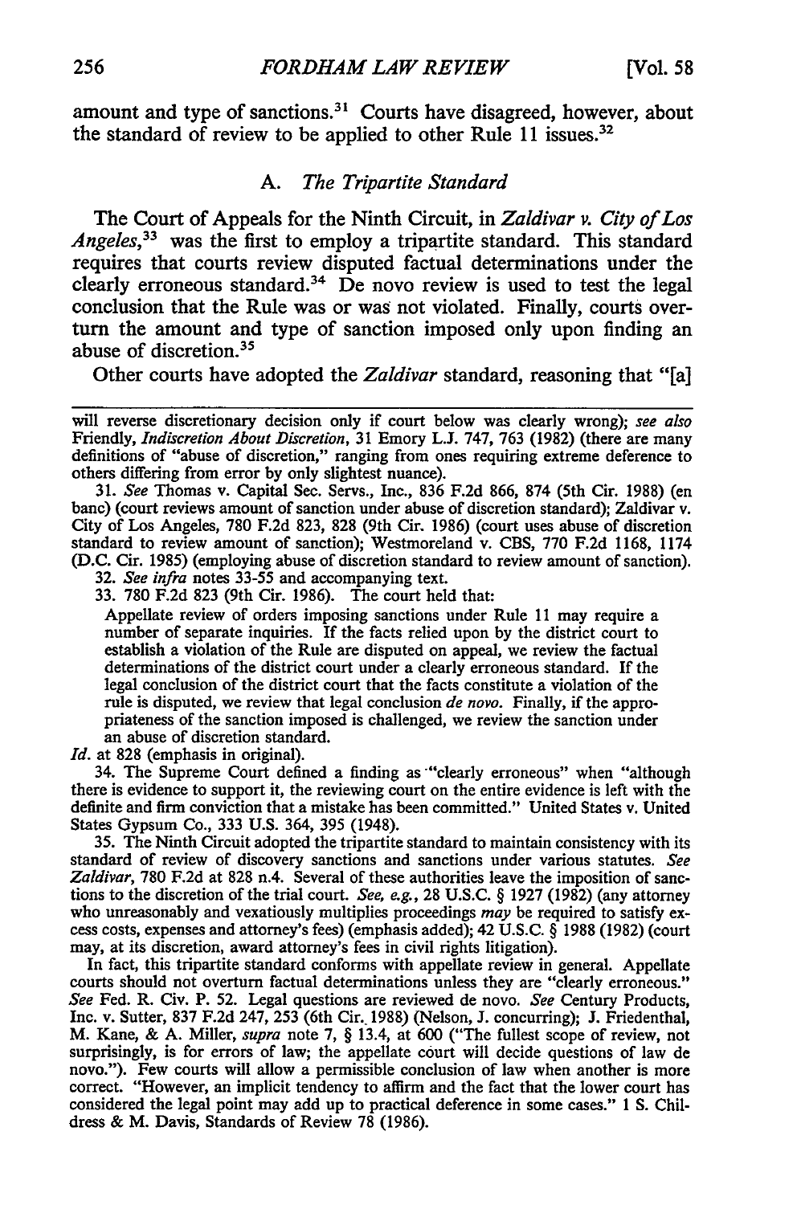amount and type of sanctions.[31] Courts have disagreed, however, about the standard of review to be applied to other Rule 11 issues.[32]

### A. *The Tripartite Standard*

The Court of Appeals for the Ninth Circuit, in *Zaldivar v. City of Los Angeles*,[33] was the first to employ a tripartite standard. This standard requires that courts review disputed factual determinations under the clearly erroneous standard.[34] De novo review is used to test the legal conclusion that the Rule was or was not violated. Finally, courts overturn the amount and type of sanction imposed only upon finding an abuse of discretion.[35]

Other courts have adopted the *Zaldivar* standard, reasoning that "[a]

---

will reverse discretionary decision only if court below was clearly wrong); *see also* Friendly, *Indiscretion About Discretion*, 31 Emory L.J. 747, 763 (1982) (there are many definitions of "abuse of discretion," ranging from ones requiring extreme deference to others differing from error by only slightest nuance).

31. *See* Thomas v. Capital Sec. Servs., Inc., 836 F.2d 866, 874 (5th Cir. 1988) (en banc) (court reviews amount of sanction under abuse of discretion standard); Zaldivar v. City of Los Angeles, 780 F.2d 823, 828 (9th Cir. 1986) (court uses abuse of discretion standard to review amount of sanction); Westmoreland v. CBS, 770 F.2d 1168, 1174 (D.C. Cir. 1985) (employing abuse of discretion standard to review amount of sanction).

32. *See infra* notes 33-55 and accompanying text.

33. 780 F.2d 823 (9th Cir. 1986). The court held that:

> Appellate review of orders imposing sanctions under Rule 11 may require a number of separate inquiries. If the facts relied upon by the district court to establish a violation of the Rule are disputed on appeal, we review the factual determinations of the district court under a clearly erroneous standard. If the legal conclusion of the district court that the facts constitute a violation of the rule is disputed, we review that legal conclusion *de novo*. Finally, if the appropriateness of the sanction imposed is challenged, we review the sanction under an abuse of discretion standard.

*Id.* at 828 (emphasis in original).

34. The Supreme Court defined a finding as "clearly erroneous" when "although there is evidence to support it, the reviewing court on the entire evidence is left with the definite and firm conviction that a mistake has been committed." United States v. United States Gypsum Co., 333 U.S. 364, 395 (1948).

35. The Ninth Circuit adopted the tripartite standard to maintain consistency with its standard of review of discovery sanctions and sanctions under various statutes. *See Zaldivar*, 780 F.2d at 828 n.4. Several of these authorities leave the imposition of sanctions to the discretion of the trial court. *See, e.g.*, 28 U.S.C. § 1927 (1982) (any attorney who unreasonably and vexatiously multiplies proceedings *may* be required to satisfy excess costs, expenses and attorney's fees) (emphasis added); 42 U.S.C. § 1988 (1982) (court may, at its discretion, award attorney's fees in civil rights litigation).

In fact, this tripartite standard conforms with appellate review in general. Appellate courts should not overturn factual determinations unless they are "clearly erroneous." *See* Fed. R. Civ. P. 52. Legal questions are reviewed de novo. *See* Century Products, Inc. v. Sutter, 837 F.2d 247, 253 (6th Cir. 1988) (Nelson, J. concurring); J. Friedenthal, M. Kane, & A. Miller, *supra* note 7, § 13.4, at 600 ("The fullest scope of review, not surprisingly, is for errors of law; the appellate court will decide questions of law de novo."). Few courts will allow a permissible conclusion of law when another is more correct. "However, an implicit tendency to affirm and the fact that the lower court has considered the legal point may add up to practical deference in some cases." 1 S. Childress & M. Davis, Standards of Review 78 (1986).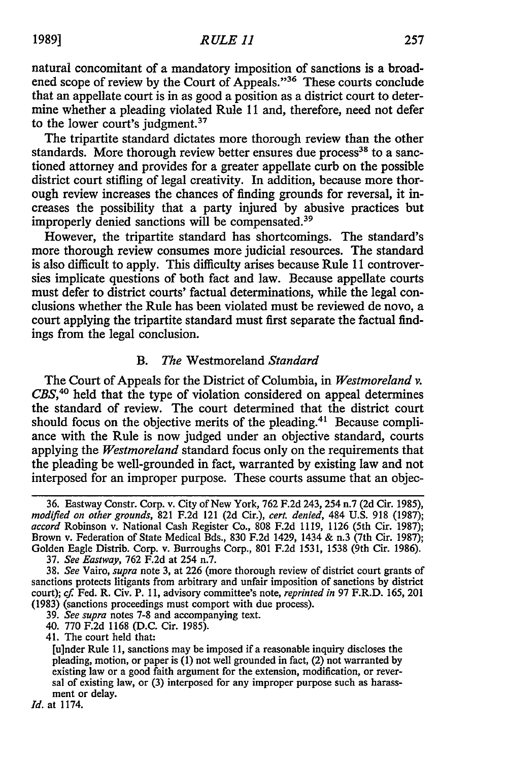natural concomitant of a mandatory imposition of sanctions is a broadened scope of review by the Court of Appeals."[36] These courts conclude that an appellate court is in as good a position as a district court to determine whether a pleading violated Rule 11 and, therefore, need not defer to the lower court's judgment.[37]

The tripartite standard dictates more thorough review than the other standards. More thorough review better ensures due process[38] to a sanctioned attorney and provides for a greater appellate curb on the possible district court stifling of legal creativity. In addition, because more thorough review increases the chances of finding grounds for reversal, it increases the possibility that a party injured by abusive practices but improperly denied sanctions will be compensated.[39]

However, the tripartite standard has shortcomings. The standard's more thorough review consumes more judicial resources. The standard is also difficult to apply. This difficulty arises because Rule 11 controversies implicate questions of both fact and law. Because appellate courts must defer to district courts' factual determinations, while the legal conclusions whether the Rule has been violated must be reviewed de novo, a court applying the tripartite standard must first separate the factual findings from the legal conclusion.

### B. *The* Westmoreland *Standard*

The Court of Appeals for the District of Columbia, in *Westmoreland v. CBS*,[40] held that the type of violation considered on appeal determines the standard of review. The court determined that the district court should focus on the objective merits of the pleading.[41] Because compliance with the Rule is now judged under an objective standard, courts applying the *Westmoreland* standard focus only on the requirements that the pleading be well-grounded in fact, warranted by existing law and not interposed for an improper purpose. These courts assume that an objec-

---

36. Eastway Constr. Corp. v. City of New York, 762 F.2d 243, 254 n.7 (2d Cir. 1985), *modified on other grounds*, 821 F.2d 121 (2d Cir.), *cert. denied*, 484 U.S. 918 (1987); *accord* Robinson v. National Cash Register Co., 808 F.2d 1119, 1126 (5th Cir. 1987); Brown v. Federation of State Medical Bds., 830 F.2d 1429, 1434 & n.3 (7th Cir. 1987); Golden Eagle Distrib. Corp. v. Burroughs Corp., 801 F.2d 1531, 1538 (9th Cir. 1986).

37. *See Eastway*, 762 F.2d at 254 n.7.

38. *See* Vairo, *supra* note 3, at 226 (more thorough review of district court grants of sanctions protects litigants from arbitrary and unfair imposition of sanctions by district court); *cf.* Fed. R. Civ. P. 11, advisory committee's note, *reprinted in* 97 F.R.D. 165, 201 (1983) (sanctions proceedings must comport with due process).

39. *See supra* notes 7-8 and accompanying text.

40. 770 F.2d 1168 (D.C. Cir. 1985).

41. The court held that:

> [u]nder Rule 11, sanctions may be imposed if a reasonable inquiry discloses the pleading, motion, or paper is (1) not well grounded in fact, (2) not warranted by existing law or a good faith argument for the extension, modification, or reversal of existing law, or (3) interposed for any improper purpose such as harassment or delay.

*Id.* at 1174.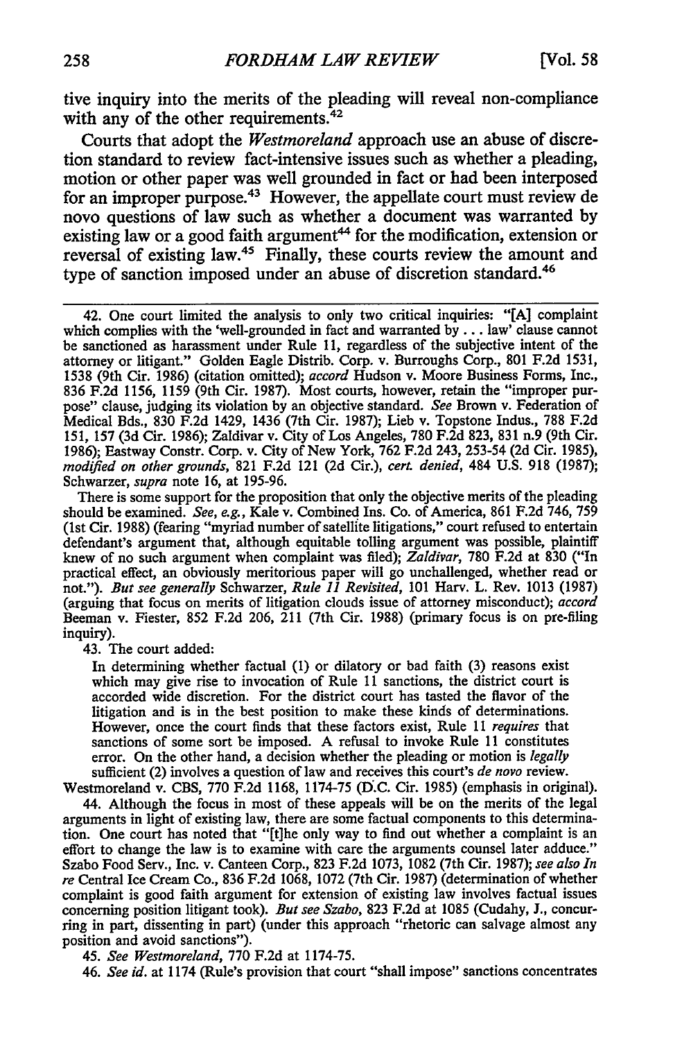tive inquiry into the merits of the pleading will reveal non-compliance with any of the other requirements.[42]

Courts that adopt the *Westmoreland* approach use an abuse of discretion standard to review fact-intensive issues such as whether a pleading, motion or other paper was well grounded in fact or had been interposed for an improper purpose.[43] However, the appellate court must review de novo questions of law such as whether a document was warranted by existing law or a good faith argument[44] for the modification, extension or reversal of existing law.[45] Finally, these courts review the amount and type of sanction imposed under an abuse of discretion standard.[46]

---

42. One court limited the analysis to only two critical inquiries: "[A] complaint which complies with the 'well-grounded in fact and warranted by . . . law' clause cannot be sanctioned as harassment under Rule 11, regardless of the subjective intent of the attorney or litigant." Golden Eagle Distrib. Corp. v. Burroughs Corp., 801 F.2d 1531, 1538 (9th Cir. 1986) (citation omitted); *accord* Hudson v. Moore Business Forms, Inc., 836 F.2d 1156, 1159 (9th Cir. 1987). Most courts, however, retain the "improper purpose" clause, judging its violation by an objective standard. *See* Brown v. Federation of Medical Bds., 830 F.2d 1429, 1436 (7th Cir. 1987); Lieb v. Topstone Indus., 788 F.2d 151, 157 (3d Cir. 1986); Zaldivar v. City of Los Angeles, 780 F.2d 823, 831 n.9 (9th Cir. 1986); Eastway Constr. Corp. v. City of New York, 762 F.2d 243, 253-54 (2d Cir. 1985), *modified on other grounds*, 821 F.2d 121 (2d Cir.), *cert. denied*, 484 U.S. 918 (1987); Schwarzer, *supra* note 16, at 195-96.

There is some support for the proposition that only the objective merits of the pleading should be examined. *See, e.g.*, Kale v. Combined Ins. Co. of America, 861 F.2d 746, 759 (1st Cir. 1988) (fearing "myriad number of satellite litigations," court refused to entertain defendant's argument that, although equitable tolling argument was possible, plaintiff knew of no such argument when complaint was filed); *Zaldivar*, 780 F.2d at 830 ("In practical effect, an obviously meritorious paper will go unchallenged, whether read or not."). *But see generally* Schwarzer, *Rule 11 Revisited*, 101 Harv. L. Rev. 1013 (1987) (arguing that focus on merits of litigation clouds issue of attorney misconduct); *accord* Beeman v. Fiester, 852 F.2d 206, 211 (7th Cir. 1988) (primary focus is on pre-filing inquiry).

43. The court added:

> In determining whether factual (1) or dilatory or bad faith (3) reasons exist which may give rise to invocation of Rule 11 sanctions, the district court is accorded wide discretion. For the district court has tasted the flavor of the litigation and is in the best position to make these kinds of determinations. However, once the court finds that these factors exist, Rule 11 *requires* that sanctions of some sort be imposed. A refusal to invoke Rule 11 constitutes error. On the other hand, a decision whether the pleading or motion is *legally* sufficient (2) involves a question of law and receives this court's *de novo* review.

Westmoreland v. CBS, 770 F.2d 1168, 1174-75 (D.C. Cir. 1985) (emphasis in original).

44. Although the focus in most of these appeals will be on the merits of the legal arguments in light of existing law, there are some factual components to this determination. One court has noted that "[t]he only way to find out whether a complaint is an effort to change the law is to examine with care the arguments counsel later adduce." Szabo Food Serv., Inc. v. Canteen Corp., 823 F.2d 1073, 1082 (7th Cir. 1987); *see also In re* Central Ice Cream Co., 836 F.2d 1068, 1072 (7th Cir. 1987) (determination of whether complaint is good faith argument for extension of existing law involves factual issues concerning position litigant took). *But see Szabo*, 823 F.2d at 1085 (Cudahy, J., concurring in part, dissenting in part) (under this approach "rhetoric can salvage almost any position and avoid sanctions").

45. *See Westmoreland*, 770 F.2d at 1174-75.

46. *See id.* at 1174 (Rule's provision that court "shall impose" sanctions concentrates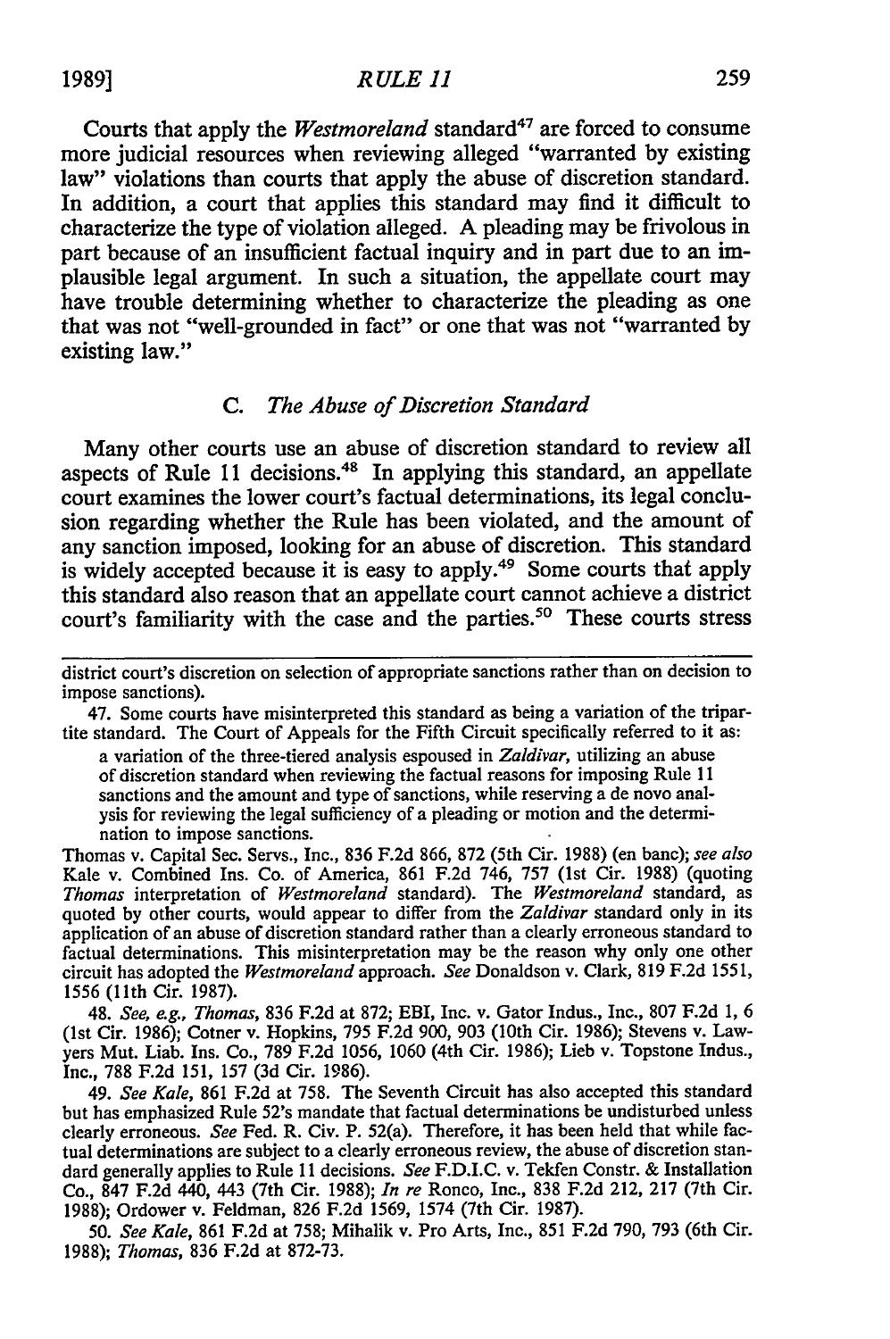Courts that apply the *Westmoreland* standard[47] are forced to consume more judicial resources when reviewing alleged "warranted by existing law" violations than courts that apply the abuse of discretion standard. In addition, a court that applies this standard may find it difficult to characterize the type of violation alleged. A pleading may be frivolous in part because of an insufficient factual inquiry and in part due to an implausible legal argument. In such a situation, the appellate court may have trouble determining whether to characterize the pleading as one that was not "well-grounded in fact" or one that was not "warranted by existing law."

### C. *The Abuse of Discretion Standard*

Many other courts use an abuse of discretion standard to review all aspects of Rule 11 decisions.[48] In applying this standard, an appellate court examines the lower court's factual determinations, its legal conclusion regarding whether the Rule has been violated, and the amount of any sanction imposed, looking for an abuse of discretion. This standard is widely accepted because it is easy to apply.[49] Some courts that apply this standard also reason that an appellate court cannot achieve a district court's familiarity with the case and the parties.[50] These courts stress

---

district court's discretion on selection of appropriate sanctions rather than on decision to impose sanctions).

47. Some courts have misinterpreted this standard as being a variation of the tripartite standard. The Court of Appeals for the Fifth Circuit specifically referred to it as:

> a variation of the three-tiered analysis espoused in *Zaldivar*, utilizing an abuse of discretion standard when reviewing the factual reasons for imposing Rule 11 sanctions and the amount and type of sanctions, while reserving a de novo analysis for reviewing the legal sufficiency of a pleading or motion and the determination to impose sanctions.

Thomas v. Capital Sec. Servs., Inc., 836 F.2d 866, 872 (5th Cir. 1988) (en banc); *see also* Kale v. Combined Ins. Co. of America, 861 F.2d 746, 757 (1st Cir. 1988) (quoting *Thomas* interpretation of *Westmoreland* standard). The *Westmoreland* standard, as quoted by other courts, would appear to differ from the *Zaldivar* standard only in its application of an abuse of discretion standard rather than a clearly erroneous standard to factual determinations. This misinterpretation may be the reason why only one other circuit has adopted the *Westmoreland* approach. *See* Donaldson v. Clark, 819 F.2d 1551, 1556 (11th Cir. 1987).

48. *See, e.g., Thomas*, 836 F.2d at 872; EBI, Inc. v. Gator Indus., Inc., 807 F.2d 1, 6 (1st Cir. 1986); Cotner v. Hopkins, 795 F.2d 900, 903 (10th Cir. 1986); Stevens v. Lawyers Mut. Liab. Ins. Co., 789 F.2d 1056, 1060 (4th Cir. 1986); Lieb v. Topstone Indus., Inc., 788 F.2d 151, 157 (3d Cir. 1986).

49. *See Kale*, 861 F.2d at 758. The Seventh Circuit has also accepted this standard but has emphasized Rule 52's mandate that factual determinations be undisturbed unless clearly erroneous. *See* Fed. R. Civ. P. 52(a). Therefore, it has been held that while factual determinations are subject to a clearly erroneous review, the abuse of discretion standard generally applies to Rule 11 decisions. *See* F.D.I.C. v. Tekfen Constr. & Installation Co., 847 F.2d 440, 443 (7th Cir. 1988); *In re* Ronco, Inc., 838 F.2d 212, 217 (7th Cir. 1988); Ordower v. Feldman, 826 F.2d 1569, 1574 (7th Cir. 1987).

50. *See Kale*, 861 F.2d at 758; Mihalik v. Pro Arts, Inc., 851 F.2d 790, 793 (6th Cir. 1988); *Thomas*, 836 F.2d at 872-73.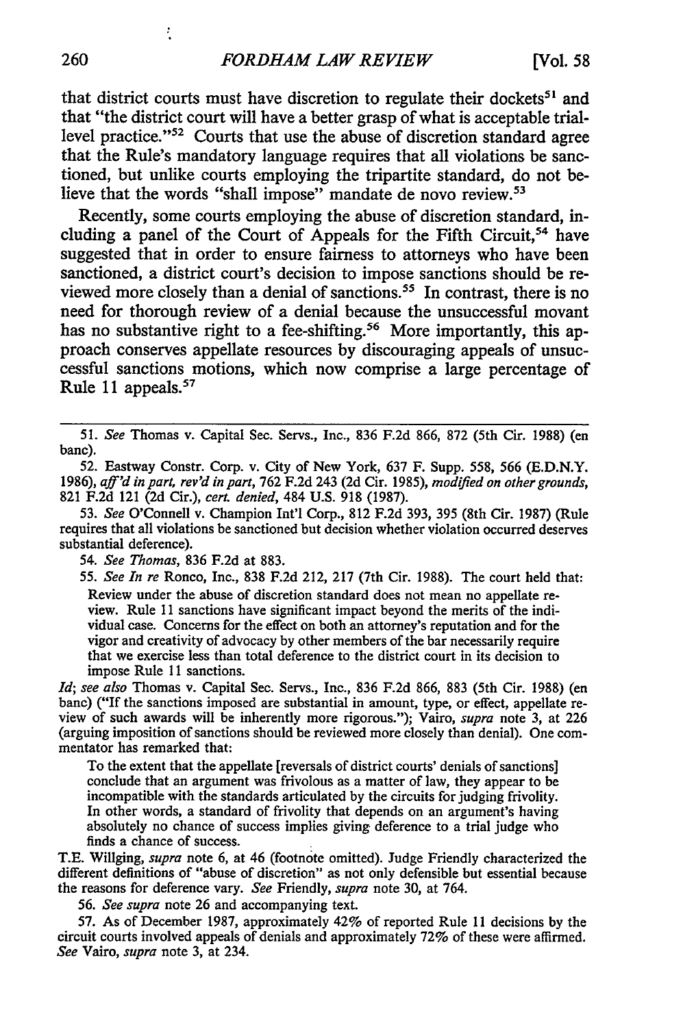that district courts must have discretion to regulate their dockets[51] and that "the district court will have a better grasp of what is acceptable trial-level practice."[52] Courts that use the abuse of discretion standard agree that the Rule's mandatory language requires that all violations be sanctioned, but unlike courts employing the tripartite standard, do not believe that the words "shall impose" mandate de novo review.[53]

Recently, some courts employing the abuse of discretion standard, including a panel of the Court of Appeals for the Fifth Circuit,[54] have suggested that in order to ensure fairness to attorneys who have been sanctioned, a district court's decision to impose sanctions should be reviewed more closely than a denial of sanctions.[55] In contrast, there is no need for thorough review of a denial because the unsuccessful movant has no substantive right to a fee-shifting.[56] More importantly, this approach conserves appellate resources by discouraging appeals of unsuccessful sanctions motions, which now comprise a large percentage of Rule 11 appeals.[57]

---

51. *See* Thomas v. Capital Sec. Servs., Inc., 836 F.2d 866, 872 (5th Cir. 1988) (en banc).

52. Eastway Constr. Corp. v. City of New York, 637 F. Supp. 558, 566 (E.D.N.Y. 1986), *aff'd in part, rev'd in part*, 762 F.2d 243 (2d Cir. 1985), *modified on other grounds*, 821 F.2d 121 (2d Cir.), *cert. denied*, 484 U.S. 918 (1987).

53. *See* O'Connell v. Champion Int'l Corp., 812 F.2d 393, 395 (8th Cir. 1987) (Rule requires that all violations be sanctioned but decision whether violation occurred deserves substantial deference).

54. *See Thomas*, 836 F.2d at 883.

55. *See In re* Ronco, Inc., 838 F.2d 212, 217 (7th Cir. 1988). The court held that:

> Review under the abuse of discretion standard does not mean no appellate review. Rule 11 sanctions have significant impact beyond the merits of the individual case. Concerns for the effect on both an attorney's reputation and for the vigor and creativity of advocacy by other members of the bar necessarily require that we exercise less than total deference to the district court in its decision to impose Rule 11 sanctions.

*Id*; *see also* Thomas v. Capital Sec. Servs., Inc., 836 F.2d 866, 883 (5th Cir. 1988) (en banc) ("If the sanctions imposed are substantial in amount, type, or effect, appellate review of such awards will be inherently more rigorous."); Vairo, *supra* note 3, at 226 (arguing imposition of sanctions should be reviewed more closely than denial). One commentator has remarked that:

> To the extent that the appellate [reversals of district courts' denials of sanctions] conclude that an argument was frivolous as a matter of law, they appear to be incompatible with the standards articulated by the circuits for judging frivolity. In other words, a standard of frivolity that depends on an argument's having absolutely no chance of success implies giving deference to a trial judge who finds a chance of success.

T.E. Willging, *supra* note 6, at 46 (footnote omitted). Judge Friendly characterized the different definitions of "abuse of discretion" as not only defensible but essential because the reasons for deference vary. *See* Friendly, *supra* note 30, at 764.

56. *See supra* note 26 and accompanying text.

57. As of December 1987, approximately 42% of reported Rule 11 decisions by the circuit courts involved appeals of denials and approximately 72% of these were affirmed. *See* Vairo, *supra* note 3, at 234.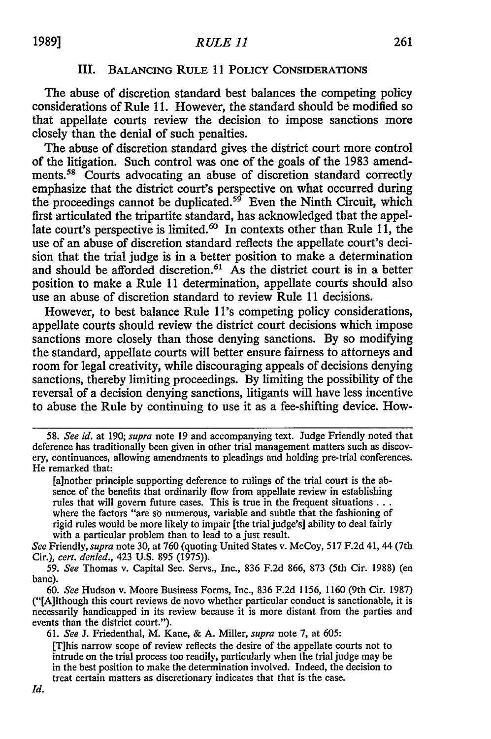### III. BALANCING RULE 11 POLICY CONSIDERATIONS

The abuse of discretion standard best balances the competing policy considerations of Rule 11. However, the standard should be modified so that appellate courts review the decision to impose sanctions more closely than the denial of such penalties.

The abuse of discretion standard gives the district court more control of the litigation. Such control was one of the goals of the 1983 amendments.[58] Courts advocating an abuse of discretion standard correctly emphasize that the district court's perspective on what occurred during the proceedings cannot be duplicated.[59] Even the Ninth Circuit, which first articulated the tripartite standard, has acknowledged that the appellate court's perspective is limited.[60] In contexts other than Rule 11, the use of an abuse of discretion standard reflects the appellate court's decision that the trial judge is in a better position to make a determination and should be afforded discretion.[61] As the district court is in a better position to make a Rule 11 determination, appellate courts should also use an abuse of discretion standard to review Rule 11 decisions.

However, to best balance Rule 11's competing policy considerations, appellate courts should review the district court decisions which impose sanctions more closely than those denying sanctions. By so modifying the standard, appellate courts will better ensure fairness to attorneys and room for legal creativity, while discouraging appeals of decisions denying sanctions, thereby limiting proceedings. By limiting the possibility of the reversal of a decision denying sanctions, litigants will have less incentive to abuse the Rule by continuing to use it as a fee-shifting device. How-

---

58. *See id.* at 190; *supra* note 19 and accompanying text. Judge Friendly noted that deference has traditionally been given in other trial management matters such as discovery, continuances, allowing amendments to pleadings and holding pre-trial conferences. He remarked that:

> [a]nother principle supporting deference to rulings of the trial court is the absence of the benefits that ordinarily flow from appellate review in establishing rules that will govern future cases. This is true in the frequent situations . . . where the factors "are so numerous, variable and subtle that the fashioning of rigid rules would be more likely to impair [the trial judge's] ability to deal fairly with a particular problem than to lead to a just result.

*See* Friendly, *supra* note 30, at 760 (quoting United States v. McCoy, 517 F.2d 41, 44 (7th Cir.), *cert. denied.*, 423 U.S. 895 (1975)).

59. *See* Thomas v. Capital Sec. Servs., Inc., 836 F.2d 866, 873 (5th Cir. 1988) (en banc).

60. *See* Hudson v. Moore Business Forms, Inc., 836 F.2d 1156, 1160 (9th Cir. 1987) ("[A]lthough this court reviews de novo whether particular conduct is sanctionable, it is necessarily handicapped in its review because it is more distant from the parties and events than the district court.").

61. *See* J. Friedenthal, M. Kane, & A. Miller, *supra* note 7, at 605:

> [T]his narrow scope of review reflects the desire of the appellate courts not to intrude on the trial process too readily, particularly when the trial judge may be in the best position to make the determination involved. Indeed, the decision to treat certain matters as discretionary indicates that that is the case.

*Id.*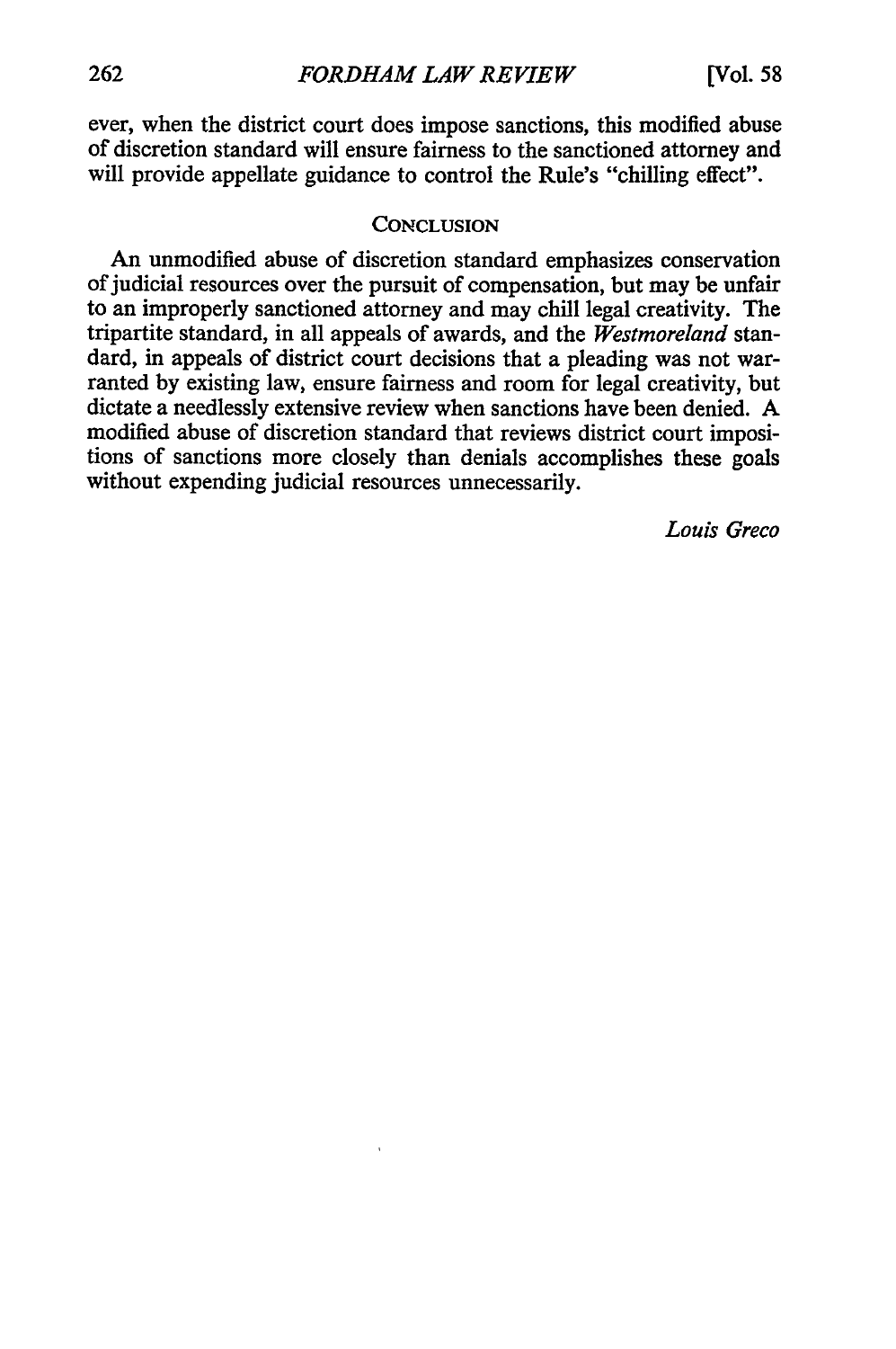ever, when the district court does impose sanctions, this modified abuse of discretion standard will ensure fairness to the sanctioned attorney and will provide appellate guidance to control the Rule's "chilling effect".

## CONCLUSION

An unmodified abuse of discretion standard emphasizes conservation of judicial resources over the pursuit of compensation, but may be unfair to an improperly sanctioned attorney and may chill legal creativity. The tripartite standard, in all appeals of awards, and the *Westmoreland* standard, in appeals of district court decisions that a pleading was not warranted by existing law, ensure fairness and room for legal creativity, but dictate a needlessly extensive review when sanctions have been denied. A modified abuse of discretion standard that reviews district court impositions of sanctions more closely than denials accomplishes these goals without expending judicial resources unnecessarily.

*Louis Greco*